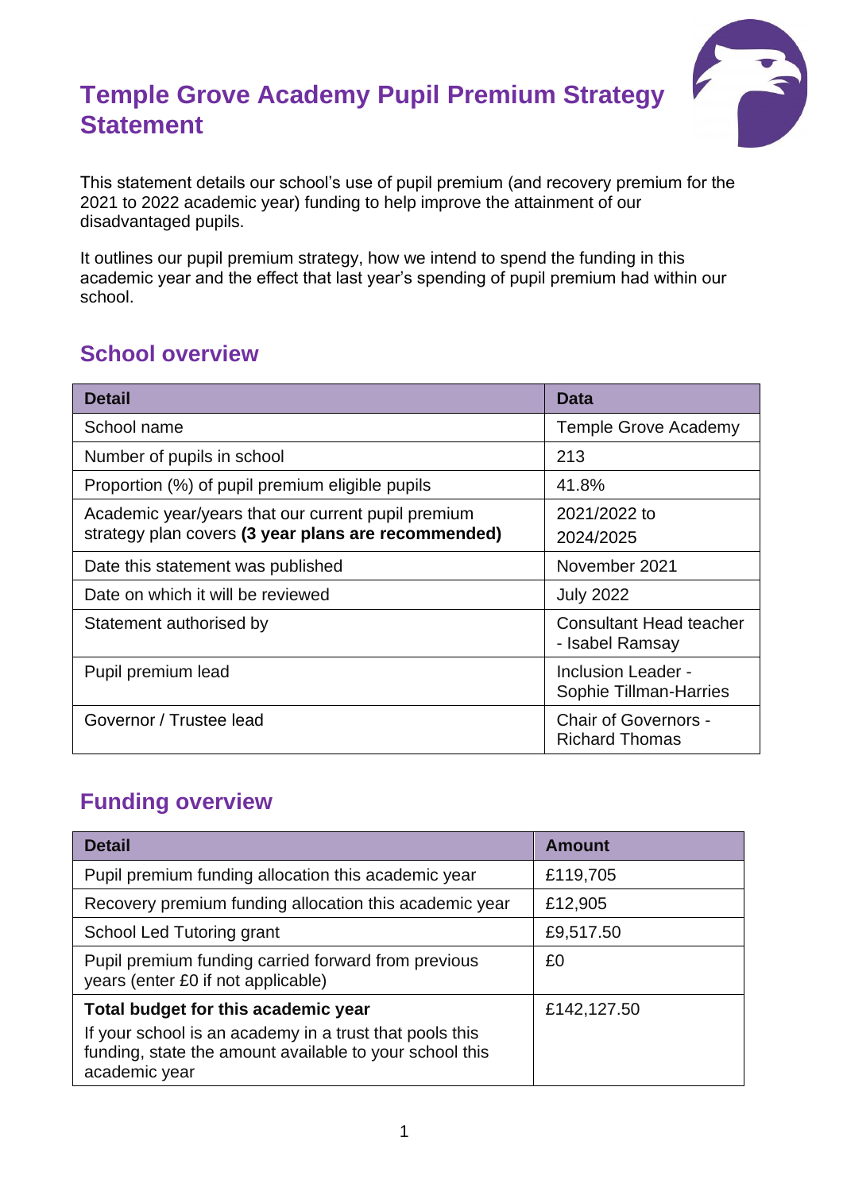# Temple Grove Academy Pupil Premium Strategy Statement

This statement details our school's use of pupil premium (and recovery premium for the 2021 to 2022 academic year) funding to help improve the attainment of our disadvantaged pupils.

It outlines our pupil premium strategy, how we intend to spend the funding in this academic year and the effect that last year's spending of pupil premium had within our school.

## School overview

| Detail | Data |
|---|---|
| School name | Temple Grove Academy |
| Number of pupils in school | 213 |
| Proportion (%) of pupil premium eligible pupils | 41.8% |
| Academic year/years that our current pupil premium strategy plan covers **(3 year plans are recommended)** | 2021/2022 to 2024/2025 |
| Date this statement was published | November 2021 |
| Date on which it will be reviewed | July 2022 |
| Statement authorised by | Consultant Head teacher - Isabel Ramsay |
| Pupil premium lead | Inclusion Leader - Sophie Tillman-Harries |
| Governor / Trustee lead | Chair of Governors - Richard Thomas |

## Funding overview

| Detail | Amount |
|---|---|
| Pupil premium funding allocation this academic year | £119,705 |
| Recovery premium funding allocation this academic year | £12,905 |
| School Led Tutoring grant | £9,517.50 |
| Pupil premium funding carried forward from previous years (enter £0 if not applicable) | £0 |
| **Total budget for this academic year**<br>If your school is an academy in a trust that pools this funding, state the amount available to your school this academic year | £142,127.50 |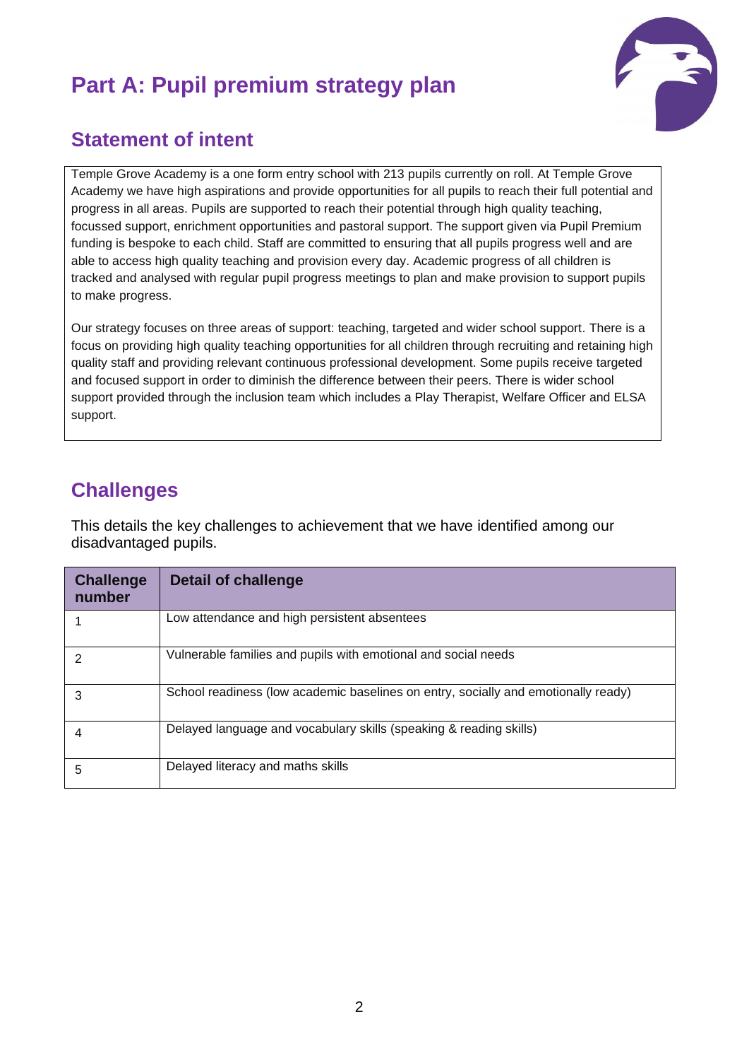# Part A: Pupil premium strategy plan

## Statement of intent

Temple Grove Academy is a one form entry school with 213 pupils currently on roll. At Temple Grove Academy we have high aspirations and provide opportunities for all pupils to reach their full potential and progress in all areas. Pupils are supported to reach their potential through high quality teaching, focussed support, enrichment opportunities and pastoral support. The support given via Pupil Premium funding is bespoke to each child. Staff are committed to ensuring that all pupils progress well and are able to access high quality teaching and provision every day. Academic progress of all children is tracked and analysed with regular pupil progress meetings to plan and make provision to support pupils to make progress.

Our strategy focuses on three areas of support: teaching, targeted and wider school support. There is a focus on providing high quality teaching opportunities for all children through recruiting and retaining high quality staff and providing relevant continuous professional development. Some pupils receive targeted and focused support in order to diminish the difference between their peers. There is wider school support provided through the inclusion team which includes a Play Therapist, Welfare Officer and ELSA support.

## Challenges

This details the key challenges to achievement that we have identified among our disadvantaged pupils.

| Challenge number | Detail of challenge |
| --- | --- |
| 1 | Low attendance and high persistent absentees |
| 2 | Vulnerable families and pupils with emotional and social needs |
| 3 | School readiness (low academic baselines on entry, socially and emotionally ready) |
| 4 | Delayed language and vocabulary skills (speaking & reading skills) |
| 5 | Delayed literacy and maths skills |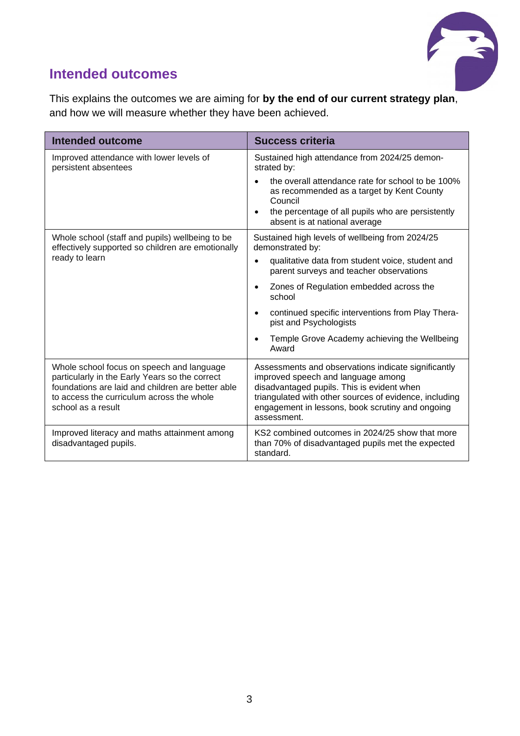## Intended outcomes

This explains the outcomes we are aiming for **by the end of our current strategy plan**, and how we will measure whether they have been achieved.

| Intended outcome | Success criteria |
|---|---|
| Improved attendance with lower levels of persistent absentees | Sustained high attendance from 2024/25 demonstrated by:<br>• the overall attendance rate for school to be 100% as recommended as a target by Kent County Council<br>• the percentage of all pupils who are persistently absent is at national average |
| Whole school (staff and pupils) wellbeing to be effectively supported so children are emotionally ready to learn | Sustained high levels of wellbeing from 2024/25 demonstrated by:<br>• qualitative data from student voice, student and parent surveys and teacher observations<br>• Zones of Regulation embedded across the school<br>• continued specific interventions from Play Therapist and Psychologists<br>• Temple Grove Academy achieving the Wellbeing Award |
| Whole school focus on speech and language particularly in the Early Years so the correct foundations are laid and children are better able to access the curriculum across the whole school as a result | Assessments and observations indicate significantly improved speech and language among disadvantaged pupils. This is evident when triangulated with other sources of evidence, including engagement in lessons, book scrutiny and ongoing assessment. |
| Improved literacy and maths attainment among disadvantaged pupils. | KS2 combined outcomes in 2024/25 show that more than 70% of disadvantaged pupils met the expected standard. |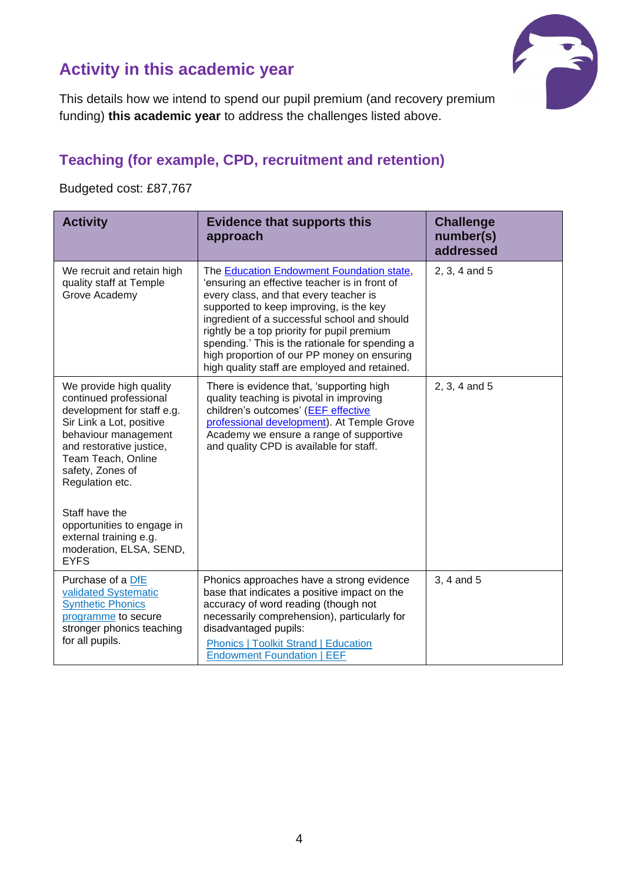## Activity in this academic year

This details how we intend to spend our pupil premium (and recovery premium funding) **this academic year** to address the challenges listed above.

### Teaching (for example, CPD, recruitment and retention)

Budgeted cost: £87,767

| Activity | Evidence that supports this approach | Challenge number(s) addressed |
|---|---|---|
| We recruit and retain high quality staff at Temple Grove Academy | The Education Endowment Foundation state, 'ensuring an effective teacher is in front of every class, and that every teacher is supported to keep improving, is the key ingredient of a successful school and should rightly be a top priority for pupil premium spending.' This is the rationale for spending a high proportion of our PP money on ensuring high quality staff are employed and retained. | 2, 3, 4 and 5 |
| We provide high quality continued professional development for staff e.g. Sir Link a Lot, positive behaviour management and restorative justice, Team Teach, Online safety, Zones of Regulation etc.<br><br>Staff have the opportunities to engage in external training e.g. moderation, ELSA, SEND, EYFS | There is evidence that, 'supporting high quality teaching is pivotal in improving children's outcomes' (EEF effective professional development). At Temple Grove Academy we ensure a range of supportive and quality CPD is available for staff. | 2, 3, 4 and 5 |
| Purchase of a DfE validated Systematic Synthetic Phonics programme to secure stronger phonics teaching for all pupils. | Phonics approaches have a strong evidence base that indicates a positive impact on the accuracy of word reading (though not necessarily comprehension), particularly for disadvantaged pupils:<br>Phonics \| Toolkit Strand \| Education Endowment Foundation \| EEF | 3, 4 and 5 |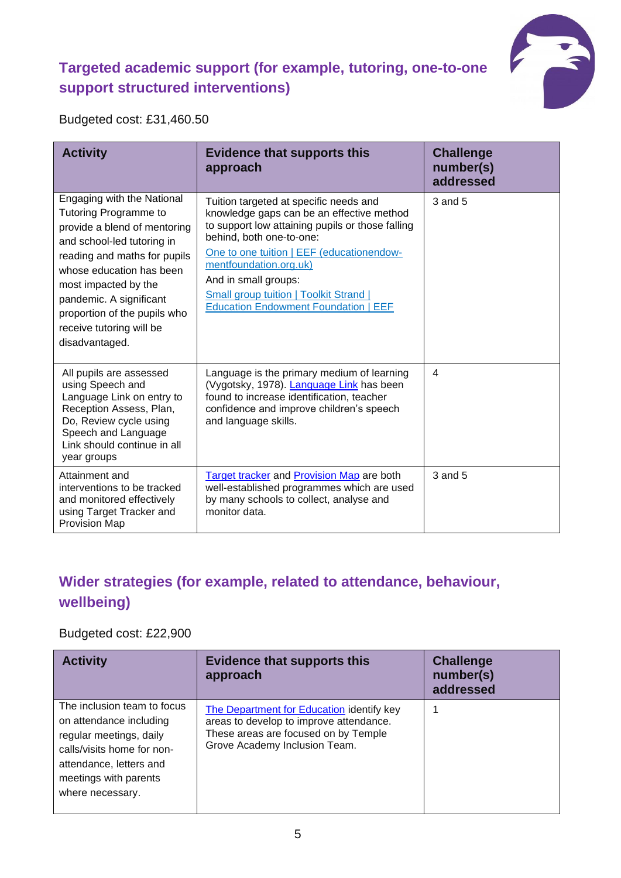## Targeted academic support (for example, tutoring, one-to-one support structured interventions)

Budgeted cost: £31,460.50

| Activity | Evidence that supports this approach | Challenge number(s) addressed |
|---|---|---|
| Engaging with the National Tutoring Programme to provide a blend of mentoring and school-led tutoring in reading and maths for pupils whose education has been most impacted by the pandemic. A significant proportion of the pupils who receive tutoring will be disadvantaged. | Tuition targeted at specific needs and knowledge gaps can be an effective method to support low attaining pupils or those falling behind, both one-to-one: [One to one tuition \| EEF (educationendowmentfoundation.org.uk)] And in small groups: [Small group tuition \| Toolkit Strand \| Education Endowment Foundation \| EEF] | 3 and 5 |
| All pupils are assessed using Speech and Language Link on entry to Reception Assess, Plan, Do, Review cycle using Speech and Language Link should continue in all year groups | Language is the primary medium of learning (Vygotsky, 1978). Language Link has been found to increase identification, teacher confidence and improve children's speech and language skills. | 4 |
| Attainment and interventions to be tracked and monitored effectively using Target Tracker and Provision Map | Target tracker and Provision Map are both well-established programmes which are used by many schools to collect, analyse and monitor data. | 3 and 5 |

## Wider strategies (for example, related to attendance, behaviour, wellbeing)

Budgeted cost: £22,900

| Activity | Evidence that supports this approach | Challenge number(s) addressed |
|---|---|---|
| The inclusion team to focus on attendance including regular meetings, daily calls/visits home for non-attendance, letters and meetings with parents where necessary. | The Department for Education identify key areas to develop to improve attendance. These areas are focused on by Temple Grove Academy Inclusion Team. | 1 |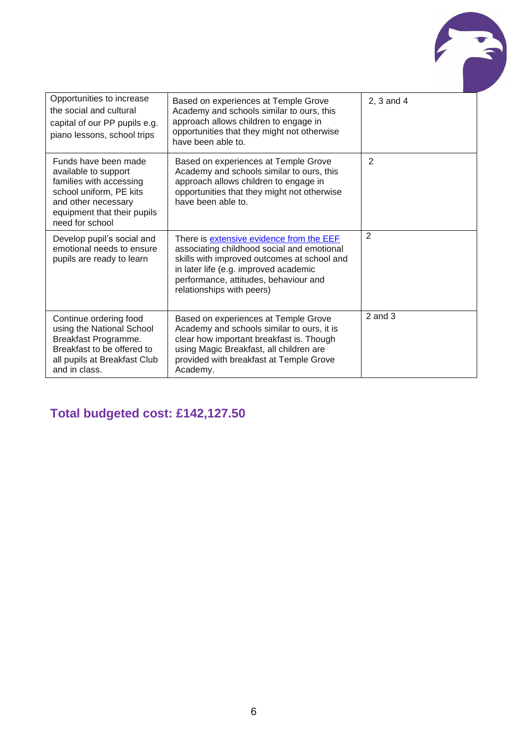| | | |
|---|---|---|
| Opportunities to increase the social and cultural capital of our PP pupils e.g. piano lessons, school trips | Based on experiences at Temple Grove Academy and schools similar to ours, this approach allows children to engage in opportunities that they might not otherwise have been able to. | 2, 3 and 4 |
| Funds have been made available to support families with accessing school uniform, PE kits and other necessary equipment that their pupils need for school | Based on experiences at Temple Grove Academy and schools similar to ours, this approach allows children to engage in opportunities that they might not otherwise have been able to. | 2 |
| Develop pupil's social and emotional needs to ensure pupils are ready to learn | There is [extensive evidence from the EEF] associating childhood social and emotional skills with improved outcomes at school and in later life (e.g. improved academic performance, attitudes, behaviour and relationships with peers) | 2 |
| Continue ordering food using the National School Breakfast Programme. Breakfast to be offered to all pupils at Breakfast Club and in class. | Based on experiences at Temple Grove Academy and schools similar to ours, it is clear how important breakfast is. Though using Magic Breakfast, all children are provided with breakfast at Temple Grove Academy. | 2 and 3 |

## Total budgeted cost: £142,127.50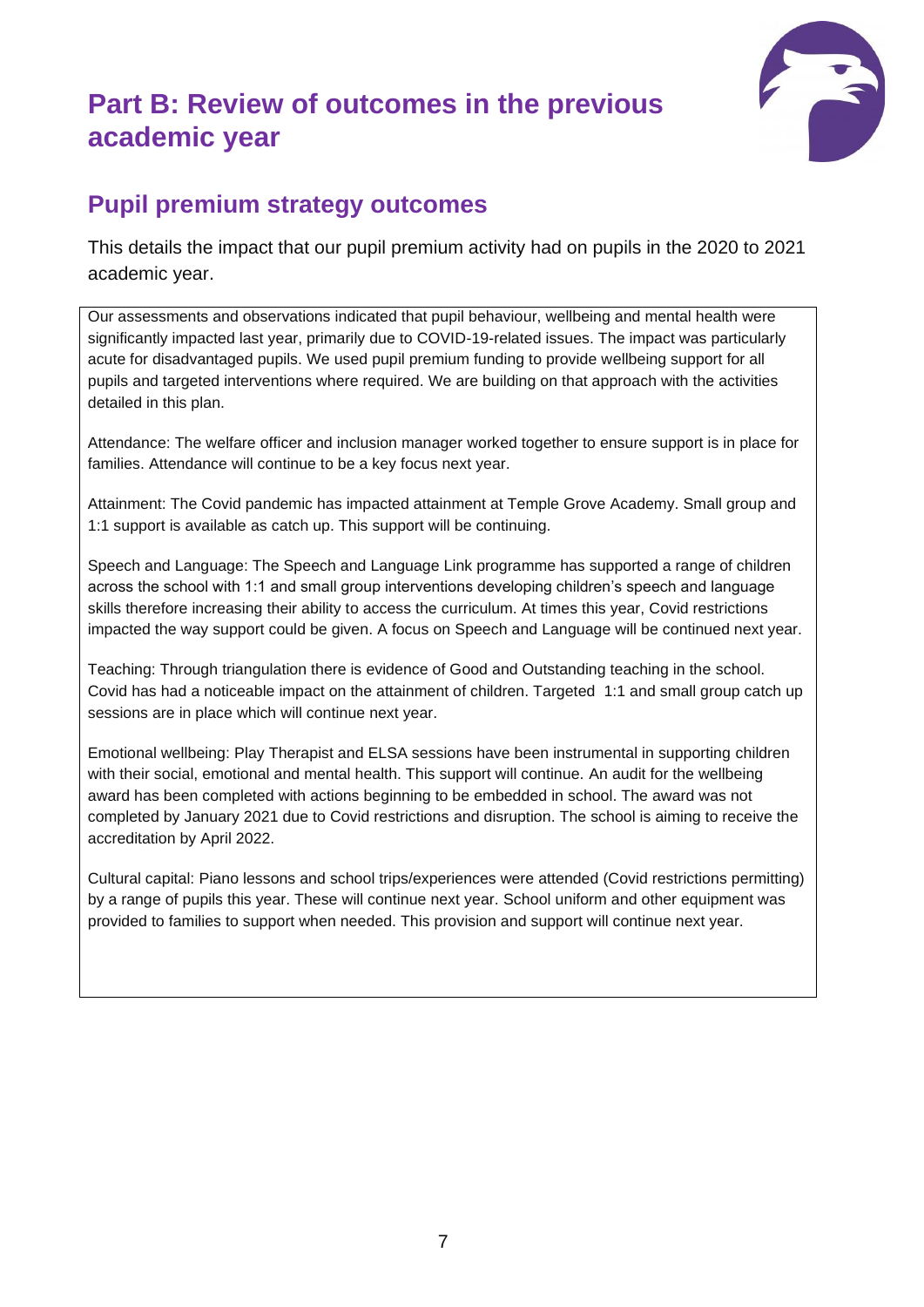# Part B: Review of outcomes in the previous academic year

## Pupil premium strategy outcomes

This details the impact that our pupil premium activity had on pupils in the 2020 to 2021 academic year.

Our assessments and observations indicated that pupil behaviour, wellbeing and mental health were significantly impacted last year, primarily due to COVID-19-related issues. The impact was particularly acute for disadvantaged pupils. We used pupil premium funding to provide wellbeing support for all pupils and targeted interventions where required. We are building on that approach with the activities detailed in this plan.

Attendance: The welfare officer and inclusion manager worked together to ensure support is in place for families. Attendance will continue to be a key focus next year.

Attainment: The Covid pandemic has impacted attainment at Temple Grove Academy. Small group and 1:1 support is available as catch up. This support will be continuing.

Speech and Language: The Speech and Language Link programme has supported a range of children across the school with 1:1 and small group interventions developing children's speech and language skills therefore increasing their ability to access the curriculum. At times this year, Covid restrictions impacted the way support could be given. A focus on Speech and Language will be continued next year.

Teaching: Through triangulation there is evidence of Good and Outstanding teaching in the school. Covid has had a noticeable impact on the attainment of children. Targeted 1:1 and small group catch up sessions are in place which will continue next year.

Emotional wellbeing: Play Therapist and ELSA sessions have been instrumental in supporting children with their social, emotional and mental health. This support will continue. An audit for the wellbeing award has been completed with actions beginning to be embedded in school. The award was not completed by January 2021 due to Covid restrictions and disruption. The school is aiming to receive the accreditation by April 2022.

Cultural capital: Piano lessons and school trips/experiences were attended (Covid restrictions permitting) by a range of pupils this year. These will continue next year. School uniform and other equipment was provided to families to support when needed. This provision and support will continue next year.